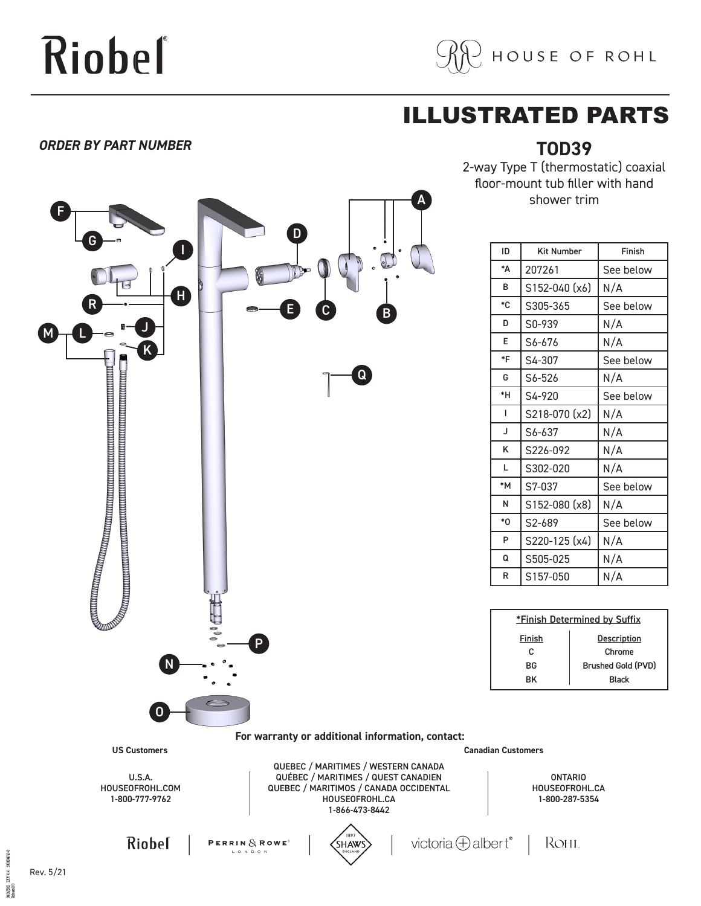# Riobel

HOUSE OF ROHL

## ILLUSTRATED PARTS

***ORDER BY PART NUMBER***

### TOD39

2-way Type T (thermostatic) coaxial floor-mount tub filler with hand shower trim

| ID | Kit Number | Finish |
|---|---|---|
| *A | 207261 | See below |
| B | S152-040 (x6) | N/A |
| *C | S305-365 | See below |
| D | S0-939 | N/A |
| E | S6-676 | N/A |
| *F | S4-307 | See below |
| G | S6-526 | N/A |
| *H | S4-920 | See below |
| I | S218-070 (x2) | N/A |
| J | S6-637 | N/A |
| K | S226-092 | N/A |
| L | S302-020 | N/A |
| *M | S7-037 | See below |
| N | S152-080 (x8) | N/A |
| *O | S2-689 | See below |
| P | S220-125 (x4) | N/A |
| Q | S505-025 | N/A |
| R | S157-050 | N/A |

*Finish Determined by Suffix

| Finish | Description |
|---|---|
| C | Chrome |
| BG | Brushed Gold (PVD) |
| BK | Black |

**For warranty or additional information, contact:**

**US Customers**

U.S.A.
HOUSEOFROHL.COM
1-800-777-9762

**Canadian Customers**

QUEBEC / MARITIMES / WESTERN CANADA
QUÉBEC / MARITIMES / QUEST CANADIEN
QUEBEC / MARITIMOS / CANADA OCCIDENTAL
HOUSEOFROHL.CA
1-866-473-8442

ONTARIO
HOUSEOFROHL.CA
1-800-287-5354

Riobel | PERRIN & ROWE LONDON | SHAWS 1897 ENGLAND | victoria + albert | ROHL

Rev. 5/21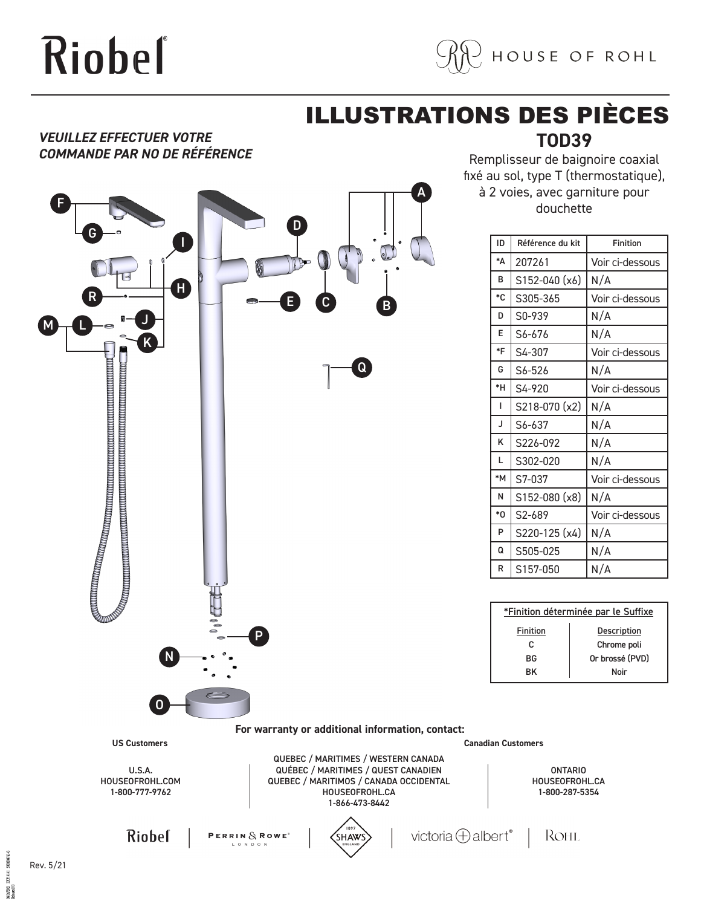Riobel

HOUSE OF ROHL

# ILLUSTRATIONS DES PIÈCES

## TOD39

***VEUILLEZ EFFECTUER VOTRE COMMANDE PAR NO DE RÉFÉRENCE***

Remplisseur de baignoire coaxial fixé au sol, type T (thermostatique), à 2 voies, avec garniture pour douchette

| ID | Référence du kit | Finition |
|---|---|---|
| *A | 207261 | Voir ci-dessous |
| B | S152-040 (x6) | N/A |
| *C | S305-365 | Voir ci-dessous |
| D | S0-939 | N/A |
| E | S6-676 | N/A |
| *F | S4-307 | Voir ci-dessous |
| G | S6-526 | N/A |
| *H | S4-920 | Voir ci-dessous |
| I | S218-070 (x2) | N/A |
| J | S6-637 | N/A |
| K | S226-092 | N/A |
| L | S302-020 | N/A |
| *M | S7-037 | Voir ci-dessous |
| N | S152-080 (x8) | N/A |
| *O | S2-689 | Voir ci-dessous |
| P | S220-125 (x4) | N/A |
| Q | S505-025 | N/A |
| R | S157-050 | N/A |

*Finition déterminée par le Suffixe

| Finition | Description |
|---|---|
| C | Chrome poli |
| BG | Or brossé (PVD) |
| BK | Noir |

**For warranty or additional information, contact:**

**US Customers**

U.S.A.
HOUSEOFROHL.COM
1-800-777-9762

**Canadian Customers**

QUEBEC / MARITIMES / WESTERN CANADA
QUÉBEC / MARITIMES / OUEST CANADIEN
QUEBEC / MARITIMOS / CANADA OCCIDENTAL
HOUSEOFROHL.CA
1-866-473-8442

ONTARIO
HOUSEOFROHL.CA
1-800-287-5354

Riobel | PERRIN & ROWE LONDON | SHAWS 1897 ENGLAND | victoria + albert | ROHL

Rev. 5/21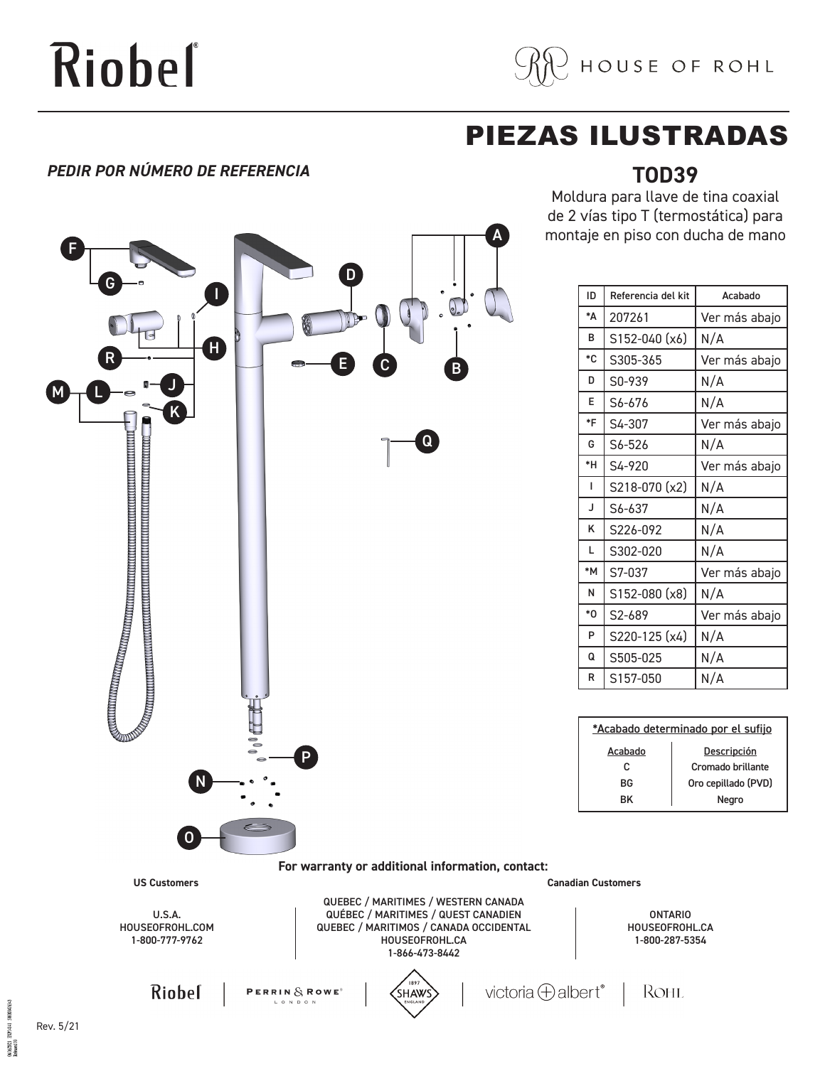Riobel

HOUSE OF ROHL

# PIEZAS ILUSTRADAS

*PEDIR POR NÚMERO DE REFERENCIA*

## TOD39

Moldura para llave de tina coaxial de 2 vías tipo T (termostática) para montaje en piso con ducha de mano

| ID | Referencia del kit | Acabado |
|---|---|---|
| *A | 207261 | Ver más abajo |
| B | S152-040 (x6) | N/A |
| *C | S305-365 | Ver más abajo |
| D | S0-939 | N/A |
| E | S6-676 | N/A |
| *F | S4-307 | Ver más abajo |
| G | S6-526 | N/A |
| *H | S4-920 | Ver más abajo |
| I | S218-070 (x2) | N/A |
| J | S6-637 | N/A |
| K | S226-092 | N/A |
| L | S302-020 | N/A |
| *M | S7-037 | Ver más abajo |
| N | S152-080 (x8) | N/A |
| *O | S2-689 | Ver más abajo |
| P | S220-125 (x4) | N/A |
| Q | S505-025 | N/A |
| R | S157-050 | N/A |

*Acabado determinado por el sufijo

| Acabado | Descripción |
|---|---|
| C | Cromado brillante |
| BG | Oro cepillado (PVD) |
| BK | Negro |

**For warranty or additional information, contact:**

**US Customers**

U.S.A.
HOUSEOFROHL.COM
1-800-777-9762

**Canadian Customers**

QUEBEC / MARITIMES / WESTERN CANADA
QUÉBEC / MARITIMES / QUEST CANADIEN
QUEBEC / MARITIMOS / CANADA OCCIDENTAL
HOUSEOFROHL.CA
1-866-473-8442

ONTARIO
HOUSEOFROHL.CA
1-800-287-5354

Riobel | PERRIN & ROWE LONDON | SHAWS | victoria + albert | ROHL

Rev. 5/21